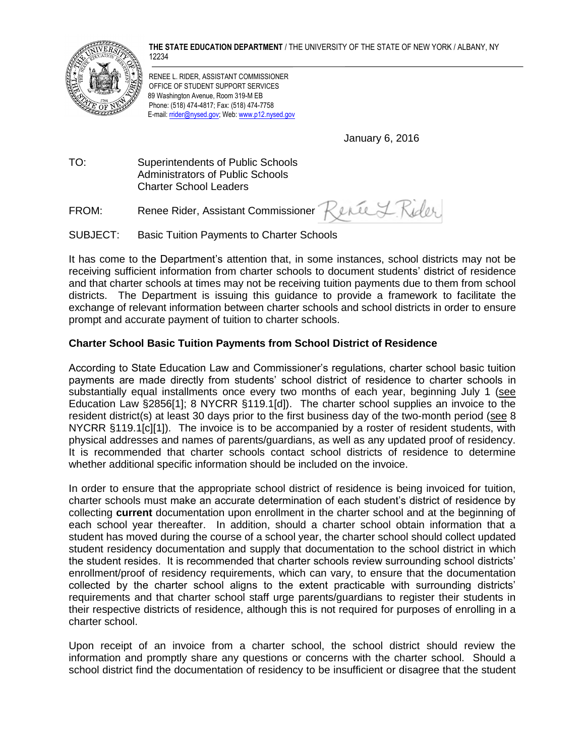**THE STATE EDUCATION DEPARTMENT** / THE UNIVERSITY OF THE STATE OF NEW YORK / ALBANY, NY 12234

RENEE L. RIDER, ASSISTANT COMMISSIONER
OFFICE OF STUDENT SUPPORT SERVICES
89 Washington Avenue, Room 319-M EB
Phone: (518) 474-4817; Fax: (518) 474-7758
E-mail: rrider@nysed.gov; Web: www.p12.nysed.gov

January 6, 2016

TO: Superintendents of Public Schools
Administrators of Public Schools
Charter School Leaders

FROM: Renee Rider, Assistant Commissioner

SUBJECT: Basic Tuition Payments to Charter Schools

It has come to the Department's attention that, in some instances, school districts may not be receiving sufficient information from charter schools to document students' district of residence and that charter schools at times may not be receiving tuition payments due to them from school districts. The Department is issuing this guidance to provide a framework to facilitate the exchange of relevant information between charter schools and school districts in order to ensure prompt and accurate payment of tuition to charter schools.

**Charter School Basic Tuition Payments from School District of Residence**

According to State Education Law and Commissioner's regulations, charter school basic tuition payments are made directly from students' school district of residence to charter schools in substantially equal installments once every two months of each year, beginning July 1 (see Education Law §2856[1]; 8 NYCRR §119.1[d]). The charter school supplies an invoice to the resident district(s) at least 30 days prior to the first business day of the two-month period (see 8 NYCRR §119.1[c][1]). The invoice is to be accompanied by a roster of resident students, with physical addresses and names of parents/guardians, as well as any updated proof of residency. It is recommended that charter schools contact school districts of residence to determine whether additional specific information should be included on the invoice.

In order to ensure that the appropriate school district of residence is being invoiced for tuition, charter schools must make an accurate determination of each student's district of residence by collecting **current** documentation upon enrollment in the charter school and at the beginning of each school year thereafter. In addition, should a charter school obtain information that a student has moved during the course of a school year, the charter school should collect updated student residency documentation and supply that documentation to the school district in which the student resides. It is recommended that charter schools review surrounding school districts' enrollment/proof of residency requirements, which can vary, to ensure that the documentation collected by the charter school aligns to the extent practicable with surrounding districts' requirements and that charter school staff urge parents/guardians to register their students in their respective districts of residence, although this is not required for purposes of enrolling in a charter school.

Upon receipt of an invoice from a charter school, the school district should review the information and promptly share any questions or concerns with the charter school. Should a school district find the documentation of residency to be insufficient or disagree that the student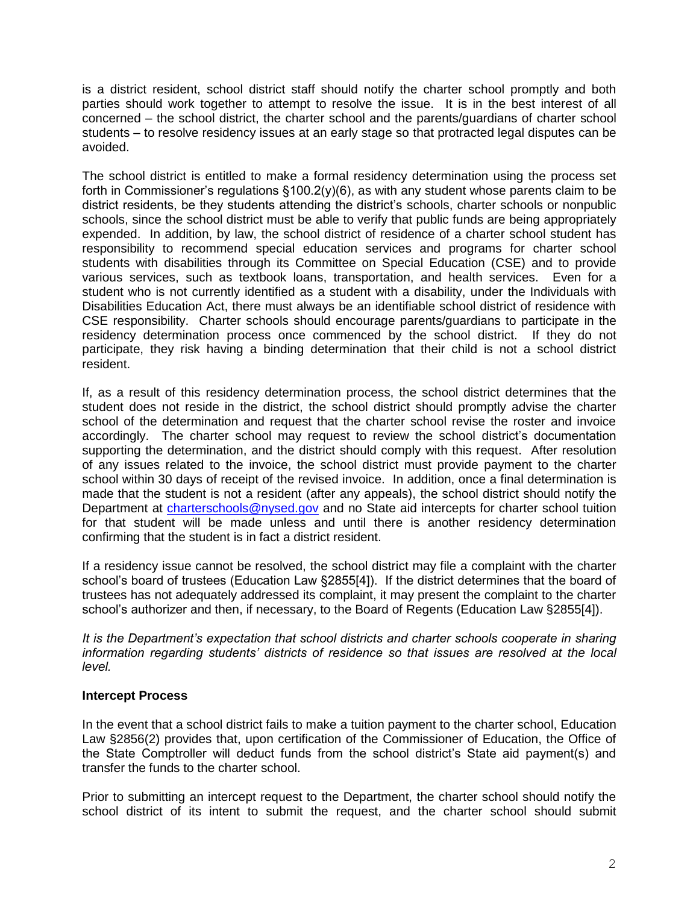is a district resident, school district staff should notify the charter school promptly and both parties should work together to attempt to resolve the issue. It is in the best interest of all concerned – the school district, the charter school and the parents/guardians of charter school students – to resolve residency issues at an early stage so that protracted legal disputes can be avoided.

The school district is entitled to make a formal residency determination using the process set forth in Commissioner's regulations §100.2(y)(6), as with any student whose parents claim to be district residents, be they students attending the district's schools, charter schools or nonpublic schools, since the school district must be able to verify that public funds are being appropriately expended. In addition, by law, the school district of residence of a charter school student has responsibility to recommend special education services and programs for charter school students with disabilities through its Committee on Special Education (CSE) and to provide various services, such as textbook loans, transportation, and health services. Even for a student who is not currently identified as a student with a disability, under the Individuals with Disabilities Education Act, there must always be an identifiable school district of residence with CSE responsibility. Charter schools should encourage parents/guardians to participate in the residency determination process once commenced by the school district. If they do not participate, they risk having a binding determination that their child is not a school district resident.

If, as a result of this residency determination process, the school district determines that the student does not reside in the district, the school district should promptly advise the charter school of the determination and request that the charter school revise the roster and invoice accordingly. The charter school may request to review the school district's documentation supporting the determination, and the district should comply with this request. After resolution of any issues related to the invoice, the school district must provide payment to the charter school within 30 days of receipt of the revised invoice. In addition, once a final determination is made that the student is not a resident (after any appeals), the school district should notify the Department at charterschools@nysed.gov and no State aid intercepts for charter school tuition for that student will be made unless and until there is another residency determination confirming that the student is in fact a district resident.

If a residency issue cannot be resolved, the school district may file a complaint with the charter school's board of trustees (Education Law §2855[4]). If the district determines that the board of trustees has not adequately addressed its complaint, it may present the complaint to the charter school's authorizer and then, if necessary, to the Board of Regents (Education Law §2855[4]).

*It is the Department's expectation that school districts and charter schools cooperate in sharing information regarding students' districts of residence so that issues are resolved at the local level.*

**Intercept Process**

In the event that a school district fails to make a tuition payment to the charter school, Education Law §2856(2) provides that, upon certification of the Commissioner of Education, the Office of the State Comptroller will deduct funds from the school district's State aid payment(s) and transfer the funds to the charter school.

Prior to submitting an intercept request to the Department, the charter school should notify the school district of its intent to submit the request, and the charter school should submit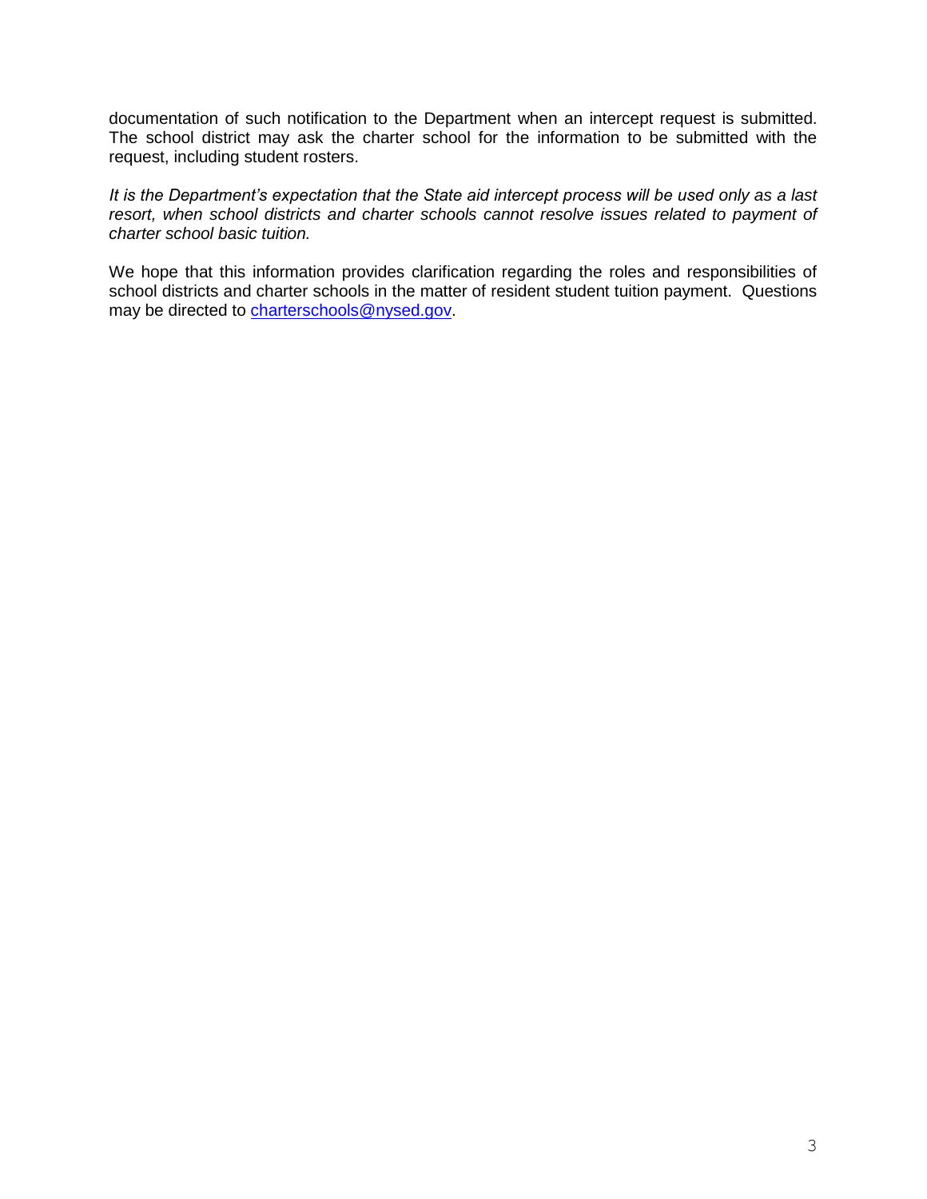documentation of such notification to the Department when an intercept request is submitted. The school district may ask the charter school for the information to be submitted with the request, including student rosters.

*It is the Department's expectation that the State aid intercept process will be used only as a last resort, when school districts and charter schools cannot resolve issues related to payment of charter school basic tuition.*

We hope that this information provides clarification regarding the roles and responsibilities of school districts and charter schools in the matter of resident student tuition payment. Questions may be directed to charterschools@nysed.gov.